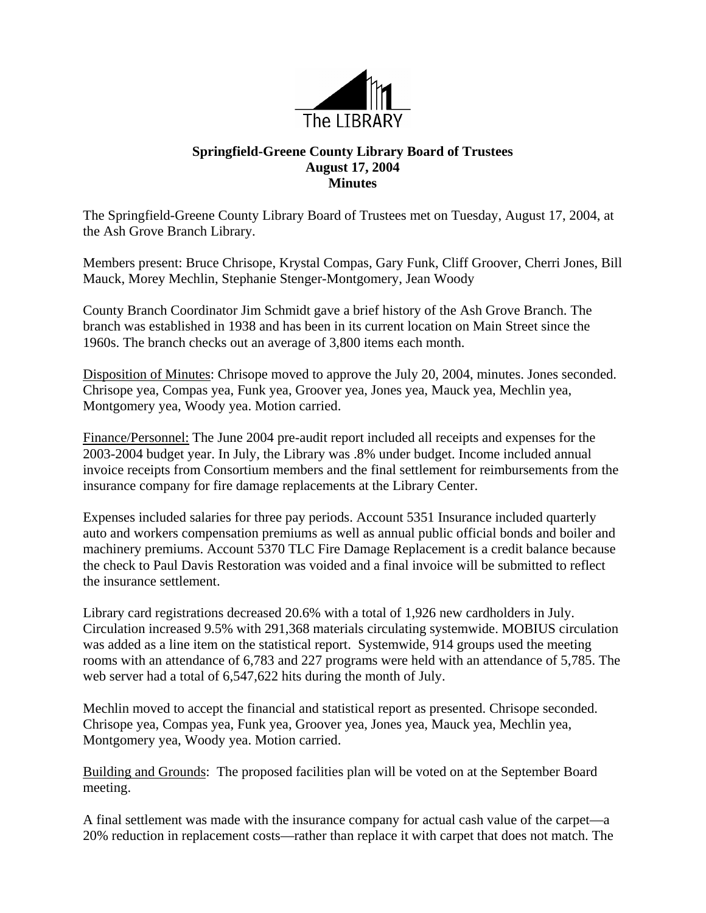The LIBRARY

**Springfield-Greene County Library Board of Trustees**
**August 17, 2004**
**Minutes**

The Springfield-Greene County Library Board of Trustees met on Tuesday, August 17, 2004, at the Ash Grove Branch Library.

Members present: Bruce Chrisope, Krystal Compas, Gary Funk, Cliff Groover, Cherri Jones, Bill Mauck, Morey Mechlin, Stephanie Stenger-Montgomery, Jean Woody

County Branch Coordinator Jim Schmidt gave a brief history of the Ash Grove Branch. The branch was established in 1938 and has been in its current location on Main Street since the 1960s. The branch checks out an average of 3,800 items each month.

Disposition of Minutes: Chrisope moved to approve the July 20, 2004, minutes. Jones seconded. Chrisope yea, Compas yea, Funk yea, Groover yea, Jones yea, Mauck yea, Mechlin yea, Montgomery yea, Woody yea. Motion carried.

Finance/Personnel: The June 2004 pre-audit report included all receipts and expenses for the 2003-2004 budget year. In July, the Library was .8% under budget. Income included annual invoice receipts from Consortium members and the final settlement for reimbursements from the insurance company for fire damage replacements at the Library Center.

Expenses included salaries for three pay periods. Account 5351 Insurance included quarterly auto and workers compensation premiums as well as annual public official bonds and boiler and machinery premiums. Account 5370 TLC Fire Damage Replacement is a credit balance because the check to Paul Davis Restoration was voided and a final invoice will be submitted to reflect the insurance settlement.

Library card registrations decreased 20.6% with a total of 1,926 new cardholders in July. Circulation increased 9.5% with 291,368 materials circulating systemwide. MOBIUS circulation was added as a line item on the statistical report. Systemwide, 914 groups used the meeting rooms with an attendance of 6,783 and 227 programs were held with an attendance of 5,785. The web server had a total of 6,547,622 hits during the month of July.

Mechlin moved to accept the financial and statistical report as presented. Chrisope seconded. Chrisope yea, Compas yea, Funk yea, Groover yea, Jones yea, Mauck yea, Mechlin yea, Montgomery yea, Woody yea. Motion carried.

Building and Grounds: The proposed facilities plan will be voted on at the September Board meeting.

A final settlement was made with the insurance company for actual cash value of the carpet—a 20% reduction in replacement costs—rather than replace it with carpet that does not match. The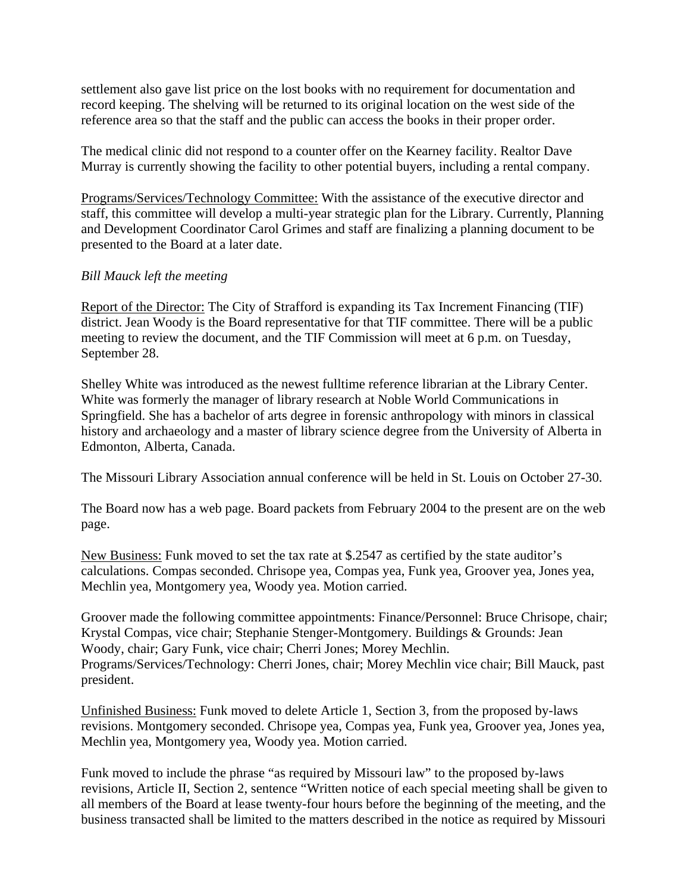settlement also gave list price on the lost books with no requirement for documentation and record keeping. The shelving will be returned to its original location on the west side of the reference area so that the staff and the public can access the books in their proper order.

The medical clinic did not respond to a counter offer on the Kearney facility. Realtor Dave Murray is currently showing the facility to other potential buyers, including a rental company.

<u>Programs/Services/Technology Committee:</u> With the assistance of the executive director and staff, this committee will develop a multi-year strategic plan for the Library. Currently, Planning and Development Coordinator Carol Grimes and staff are finalizing a planning document to be presented to the Board at a later date.

*Bill Mauck left the meeting*

<u>Report of the Director:</u> The City of Strafford is expanding its Tax Increment Financing (TIF) district. Jean Woody is the Board representative for that TIF committee. There will be a public meeting to review the document, and the TIF Commission will meet at 6 p.m. on Tuesday, September 28.

Shelley White was introduced as the newest fulltime reference librarian at the Library Center. White was formerly the manager of library research at Noble World Communications in Springfield. She has a bachelor of arts degree in forensic anthropology with minors in classical history and archaeology and a master of library science degree from the University of Alberta in Edmonton, Alberta, Canada.

The Missouri Library Association annual conference will be held in St. Louis on October 27-30.

The Board now has a web page. Board packets from February 2004 to the present are on the web page.

<u>New Business:</u> Funk moved to set the tax rate at $.2547 as certified by the state auditor's calculations. Compas seconded. Chrisope yea, Compas yea, Funk yea, Groover yea, Jones yea, Mechlin yea, Montgomery yea, Woody yea. Motion carried.

Groover made the following committee appointments: Finance/Personnel: Bruce Chrisope, chair; Krystal Compas, vice chair; Stephanie Stenger-Montgomery. Buildings & Grounds: Jean Woody, chair; Gary Funk, vice chair; Cherri Jones; Morey Mechlin. Programs/Services/Technology: Cherri Jones, chair; Morey Mechlin vice chair; Bill Mauck, past president.

<u>Unfinished Business:</u> Funk moved to delete Article 1, Section 3, from the proposed by-laws revisions. Montgomery seconded. Chrisope yea, Compas yea, Funk yea, Groover yea, Jones yea, Mechlin yea, Montgomery yea, Woody yea. Motion carried.

Funk moved to include the phrase "as required by Missouri law" to the proposed by-laws revisions, Article II, Section 2, sentence "Written notice of each special meeting shall be given to all members of the Board at lease twenty-four hours before the beginning of the meeting, and the business transacted shall be limited to the matters described in the notice as required by Missouri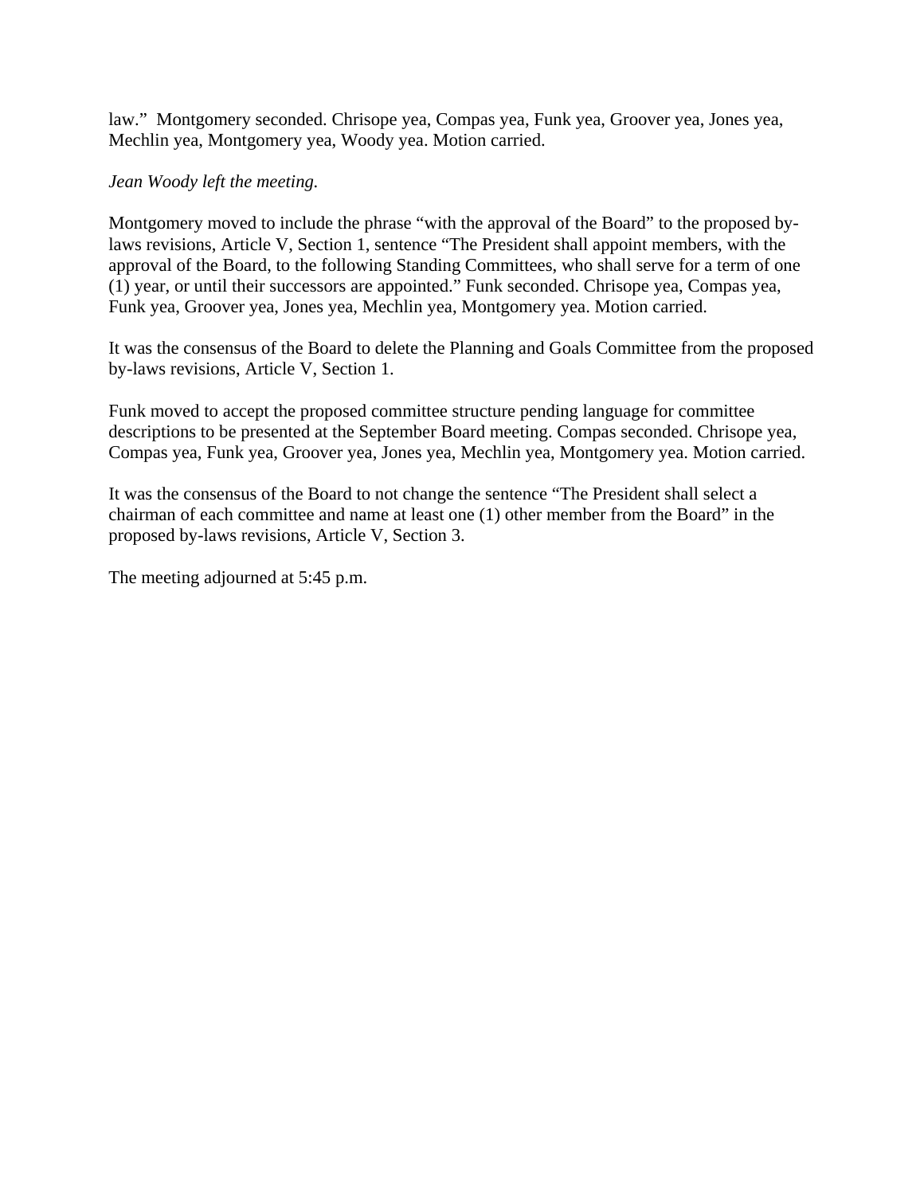law." Montgomery seconded. Chrisope yea, Compas yea, Funk yea, Groover yea, Jones yea, Mechlin yea, Montgomery yea, Woody yea. Motion carried.

*Jean Woody left the meeting.*

Montgomery moved to include the phrase "with the approval of the Board" to the proposed by-laws revisions, Article V, Section 1, sentence "The President shall appoint members, with the approval of the Board, to the following Standing Committees, who shall serve for a term of one (1) year, or until their successors are appointed." Funk seconded. Chrisope yea, Compas yea, Funk yea, Groover yea, Jones yea, Mechlin yea, Montgomery yea. Motion carried.

It was the consensus of the Board to delete the Planning and Goals Committee from the proposed by-laws revisions, Article V, Section 1.

Funk moved to accept the proposed committee structure pending language for committee descriptions to be presented at the September Board meeting. Compas seconded. Chrisope yea, Compas yea, Funk yea, Groover yea, Jones yea, Mechlin yea, Montgomery yea. Motion carried.

It was the consensus of the Board to not change the sentence "The President shall select a chairman of each committee and name at least one (1) other member from the Board" in the proposed by-laws revisions, Article V, Section 3.

The meeting adjourned at 5:45 p.m.